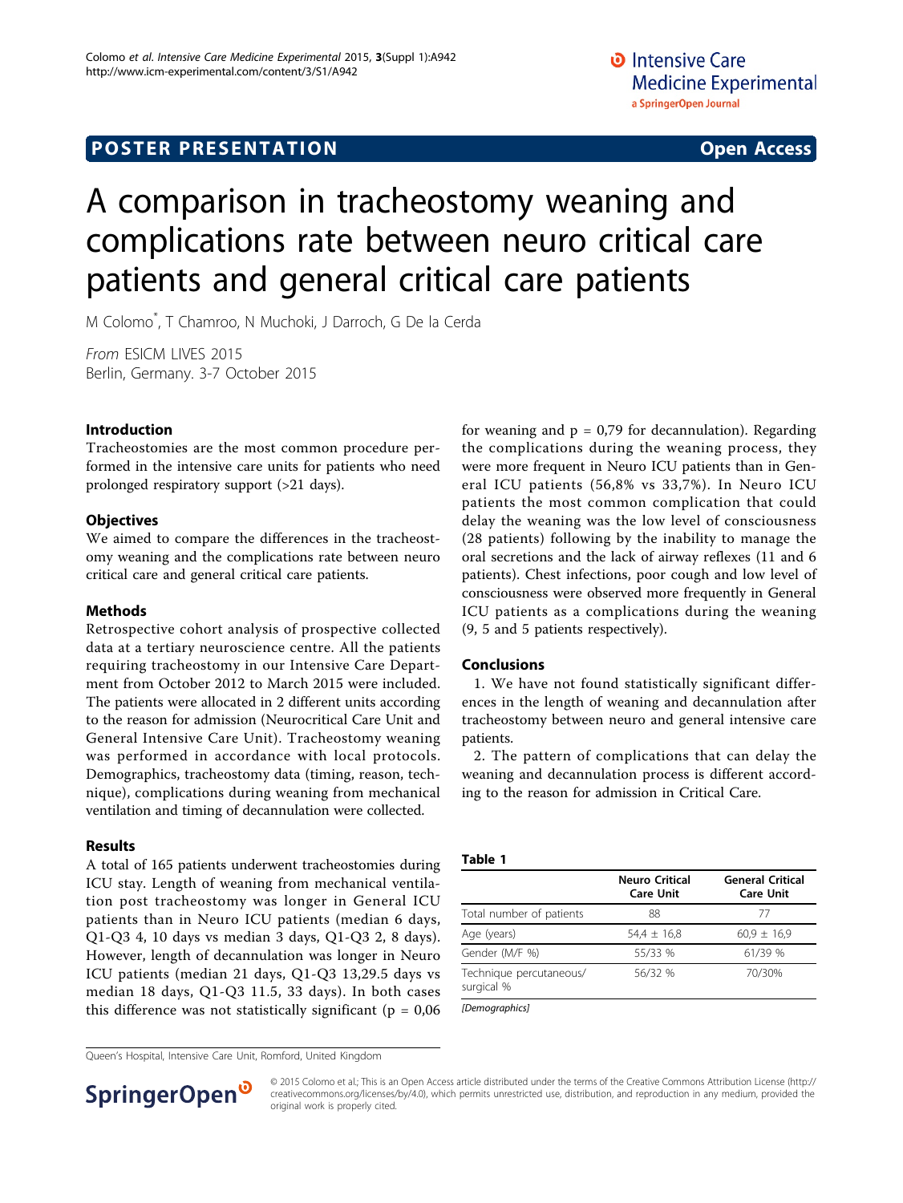**POSTER PRESENTATION** **Open Access**

# A comparison in tracheostomy weaning and complications rate between neuro critical care patients and general critical care patients

M Colomo*, T Chamroo, N Muchoki, J Darroch, G De la Cerda

*From* ESICM LIVES 2015
Berlin, Germany. 3-7 October 2015

## Introduction

Tracheostomies are the most common procedure performed in the intensive care units for patients who need prolonged respiratory support (>21 days).

## Objectives

We aimed to compare the differences in the tracheostomy weaning and the complications rate between neuro critical care and general critical care patients.

## Methods

Retrospective cohort analysis of prospective collected data at a tertiary neuroscience centre. All the patients requiring tracheostomy in our Intensive Care Department from October 2012 to March 2015 were included. The patients were allocated in 2 different units according to the reason for admission (Neurocritical Care Unit and General Intensive Care Unit). Tracheostomy weaning was performed in accordance with local protocols. Demographics, tracheostomy data (timing, reason, technique), complications during weaning from mechanical ventilation and timing of decannulation were collected.

## Results

A total of 165 patients underwent tracheostomies during ICU stay. Length of weaning from mechanical ventilation post tracheostomy was longer in General ICU patients than in Neuro ICU patients (median 6 days, Q1-Q3 4, 10 days vs median 3 days, Q1-Q3 2, 8 days). However, length of decannulation was longer in Neuro ICU patients (median 21 days, Q1-Q3 13,29.5 days vs median 18 days, Q1-Q3 11.5, 33 days). In both cases this difference was not statistically significant ($p = 0{,}06$ for weaning and $p = 0{,}79$ for decannulation). Regarding the complications during the weaning process, they were more frequent in Neuro ICU patients than in General ICU patients (56,8% vs 33,7%). In Neuro ICU patients the most common complication that could delay the weaning was the low level of consciousness (28 patients) following by the inability to manage the oral secretions and the lack of airway reflexes (11 and 6 patients). Chest infections, poor cough and low level of consciousness were observed more frequently in General ICU patients as a complications during the weaning (9, 5 and 5 patients respectively).

## Conclusions

1. We have not found statistically significant differences in the length of weaning and decannulation after tracheostomy between neuro and general intensive care patients.

2. The pattern of complications that can delay the weaning and decannulation process is different according to the reason for admission in Critical Care.

**Table 1**

| | Neuro Critical Care Unit | General Critical Care Unit |
|---|---|---|
| Total number of patients | 88 | 77 |
| Age (years) | 54,4 ± 16,8 | 60,9 ± 16,9 |
| Gender (M/F %) | 55/33 % | 61/39 % |
| Technique percutaneous/ surgical % | 56/32 % | 70/30% |

*[Demographics]*

Queen's Hospital, Intensive Care Unit, Romford, United Kingdom

© 2015 Colomo et al.; This is an Open Access article distributed under the terms of the Creative Commons Attribution License (http://creativecommons.org/licenses/by/4.0), which permits unrestricted use, distribution, and reproduction in any medium, provided the original work is properly cited.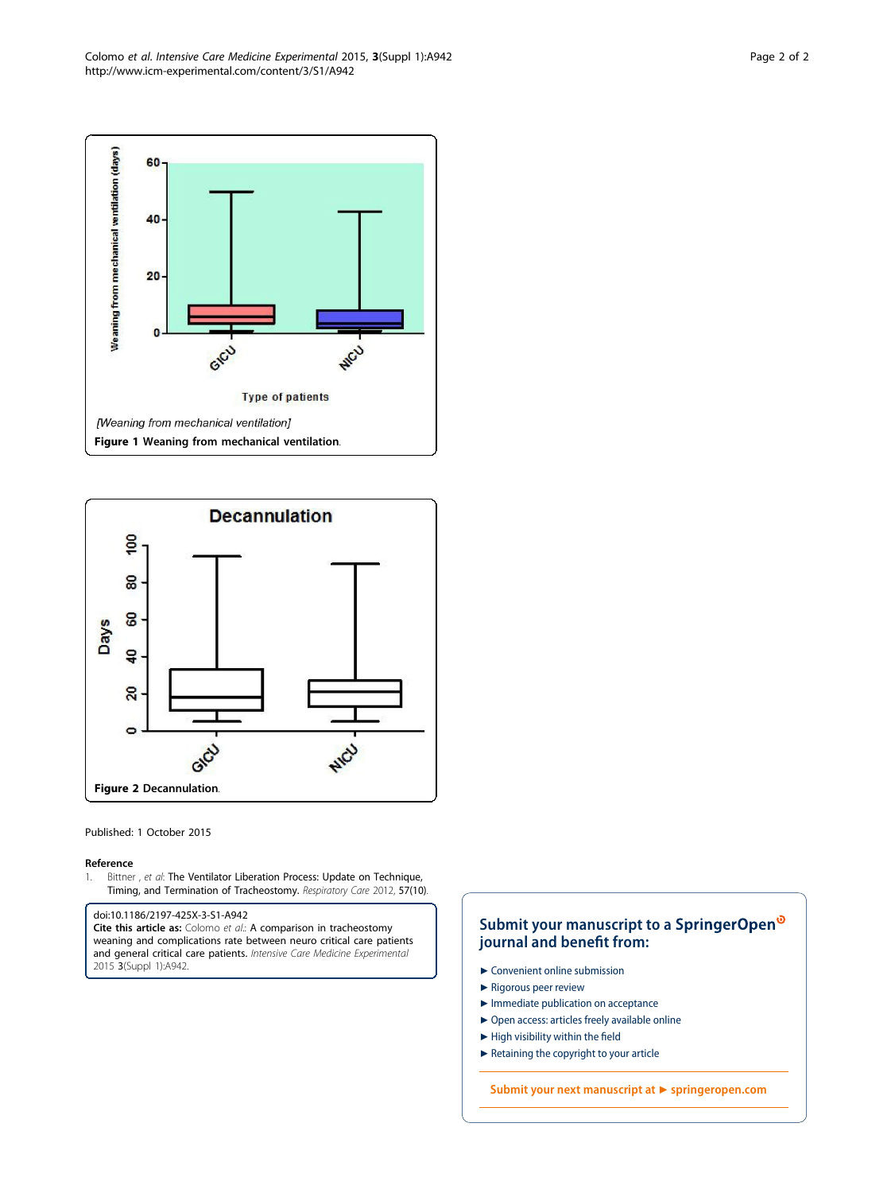Weaning from mechanical ventilation (days)

60
40
20
0

GICU
NICU

Type of patients

[Weaning from mechanical ventilation]

**Figure 1** Weaning from mechanical ventilation.

Decannulation

Days

100
80
60
40
20
0

GICU
NICU

**Figure 2** Decannulation.

Published: 1 October 2015

## Reference

1. Bittner , *et al*: The Ventilator Liberation Process: Update on Technique, Timing, and Termination of Tracheostomy. *Respiratory Care* 2012, 57(10).

doi:10.1186/2197-425X-3-S1-A942
**Cite this article as:** Colomo *et al.*: A comparison in tracheostomy weaning and complications rate between neuro critical care patients and general critical care patients. *Intensive Care Medicine Experimental* 2015 **3**(Suppl 1):A942.

**Submit your manuscript to a SpringerOpen journal and benefit from:**

- ► Convenient online submission
- ► Rigorous peer review
- ► Immediate publication on acceptance
- ► Open access: articles freely available online
- ► High visibility within the field
- ► Retaining the copyright to your article

**Submit your next manuscript at ► springeropen.com**